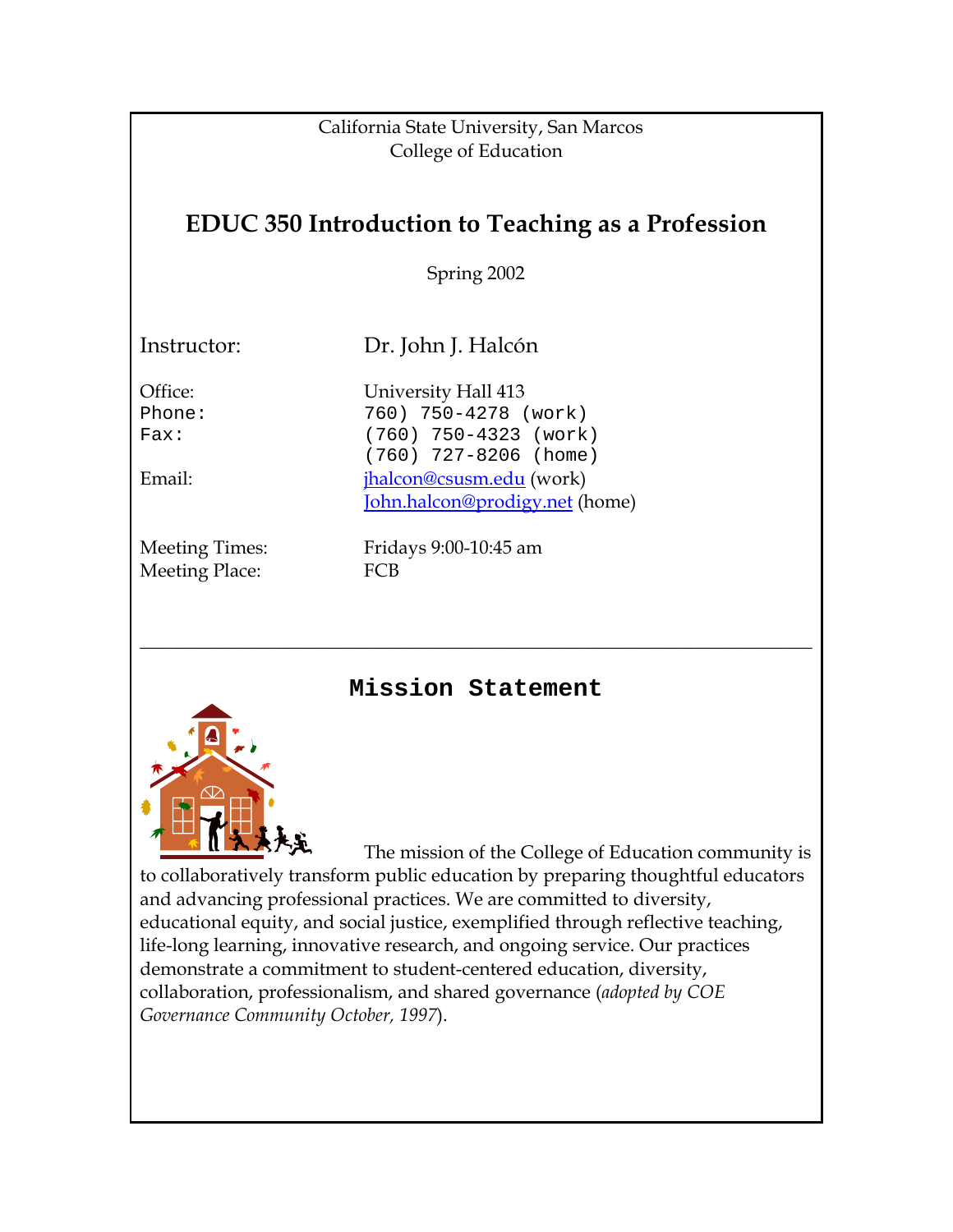California State University, San Marcos
College of Education

# EDUC 350 Introduction to Teaching as a Profession

Spring 2002

Instructor: Dr. John J. Halcón

Office: University Hall 413
Phone: 760) 750-4278 (work)
Fax: (760) 750-4323 (work)
(760) 727-8206 (home)
Email: jhalcon@csusm.edu (work)
John.halcon@prodigy.net (home)

Meeting Times: Fridays 9:00-10:45 am
Meeting Place: FCB

---

## Mission Statement

The mission of the College of Education community is to collaboratively transform public education by preparing thoughtful educators and advancing professional practices. We are committed to diversity, educational equity, and social justice, exemplified through reflective teaching, life-long learning, innovative research, and ongoing service. Our practices demonstrate a commitment to student-centered education, diversity, collaboration, professionalism, and shared governance (*adopted by COE Governance Community October, 1997*).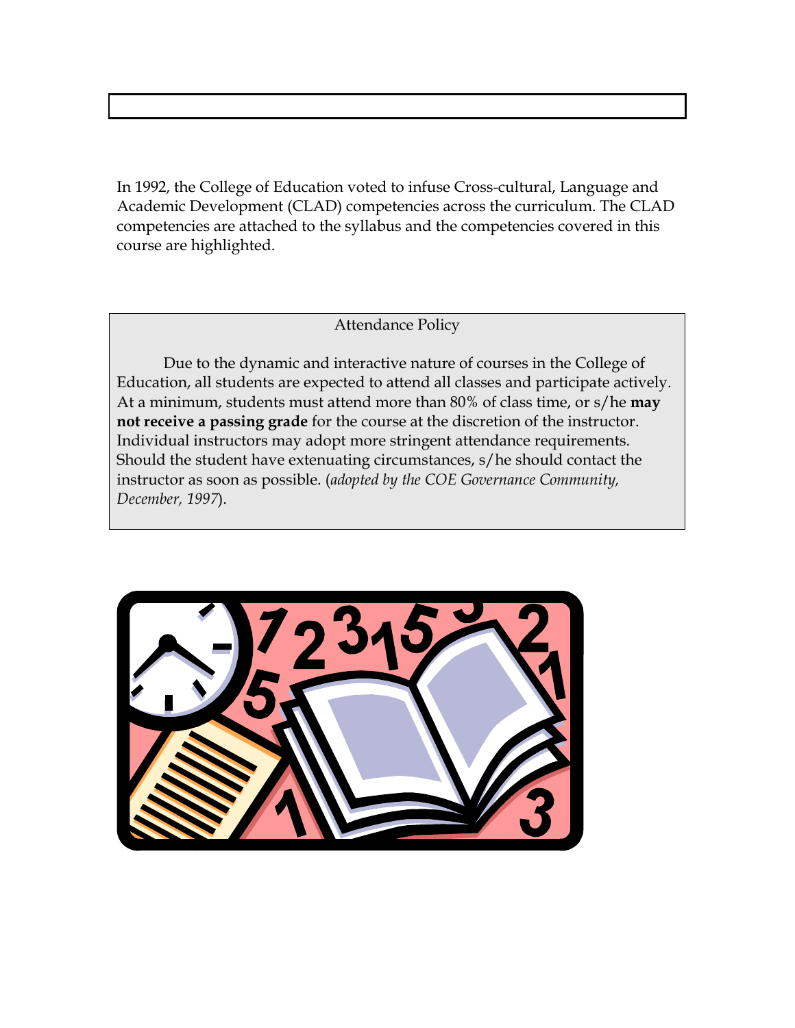In 1992, the College of Education voted to infuse Cross-cultural, Language and Academic Development (CLAD) competencies across the curriculum. The CLAD competencies are attached to the syllabus and the competencies covered in this course are highlighted.

## Attendance Policy

Due to the dynamic and interactive nature of courses in the College of Education, all students are expected to attend all classes and participate actively. At a minimum, students must attend more than 80% of class time, or s/he **may not receive a passing grade** for the course at the discretion of the instructor. Individual instructors may adopt more stringent attendance requirements. Should the student have extenuating circumstances, s/he should contact the instructor as soon as possible. (*adopted by the COE Governance Community, December, 1997*).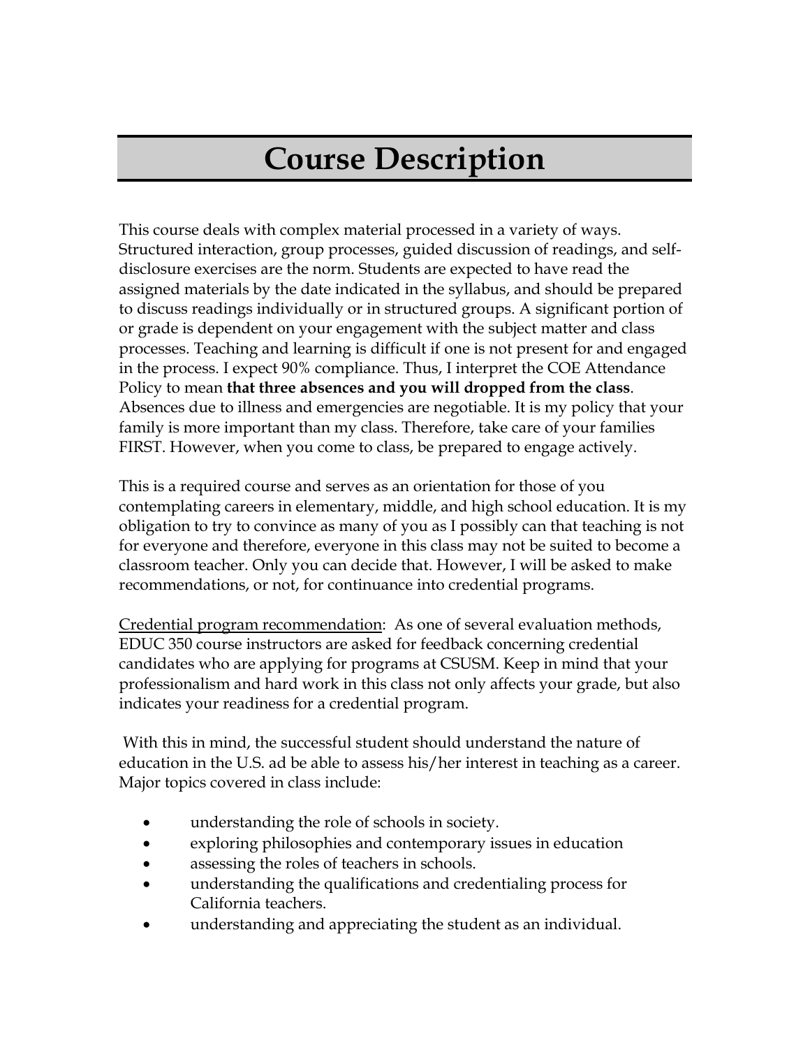# Course Description

This course deals with complex material processed in a variety of ways. Structured interaction, group processes, guided discussion of readings, and self-disclosure exercises are the norm. Students are expected to have read the assigned materials by the date indicated in the syllabus, and should be prepared to discuss readings individually or in structured groups. A significant portion of or grade is dependent on your engagement with the subject matter and class processes. Teaching and learning is difficult if one is not present for and engaged in the process. I expect 90% compliance. Thus, I interpret the COE Attendance Policy to mean **that three absences and you will dropped from the class**. Absences due to illness and emergencies are negotiable. It is my policy that your family is more important than my class. Therefore, take care of your families FIRST. However, when you come to class, be prepared to engage actively.

This is a required course and serves as an orientation for those of you contemplating careers in elementary, middle, and high school education. It is my obligation to try to convince as many of you as I possibly can that teaching is not for everyone and therefore, everyone in this class may not be suited to become a classroom teacher. Only you can decide that. However, I will be asked to make recommendations, or not, for continuance into credential programs.

<u>Credential program recommendation</u>: As one of several evaluation methods, EDUC 350 course instructors are asked for feedback concerning credential candidates who are applying for programs at CSUSM. Keep in mind that your professionalism and hard work in this class not only affects your grade, but also indicates your readiness for a credential program.

With this in mind, the successful student should understand the nature of education in the U.S. ad be able to assess his/her interest in teaching as a career. Major topics covered in class include:

- understanding the role of schools in society.
- exploring philosophies and contemporary issues in education
- assessing the roles of teachers in schools.
- understanding the qualifications and credentialing process for California teachers.
- understanding and appreciating the student as an individual.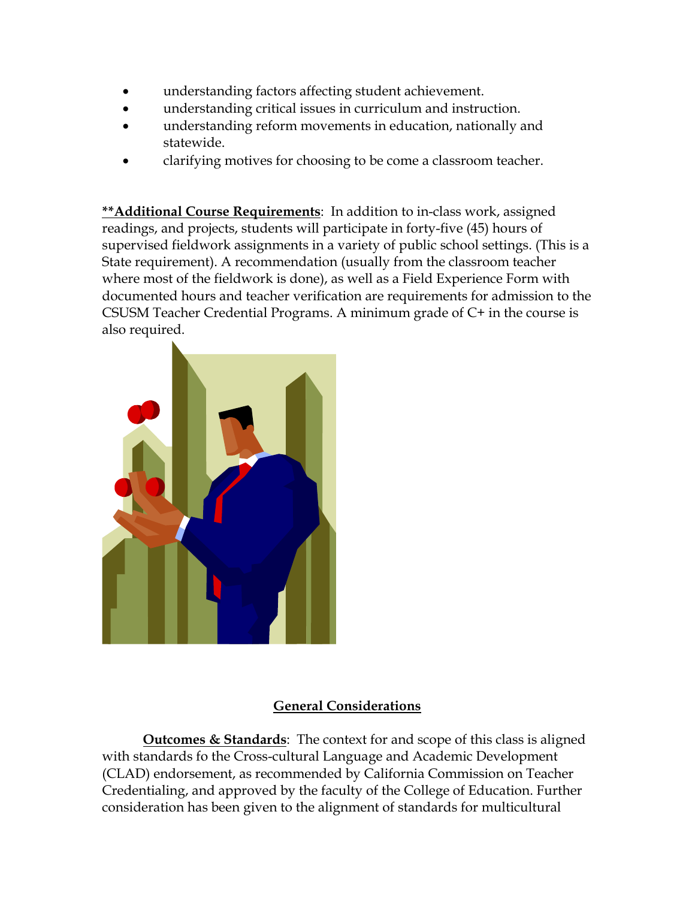- understanding factors affecting student achievement.
- understanding critical issues in curriculum and instruction.
- understanding reform movements in education, nationally and statewide.
- clarifying motives for choosing to be come a classroom teacher.

****Additional Course Requirements****: In addition to in-class work, assigned readings, and projects, students will participate in forty-five (45) hours of supervised fieldwork assignments in a variety of public school settings. (This is a State requirement). A recommendation (usually from the classroom teacher where most of the fieldwork is done), as well as a Field Experience Form with documented hours and teacher verification are requirements for admission to the CSUSM Teacher Credential Programs. A minimum grade of C+ in the course is also required.

## General Considerations

**Outcomes & Standards**: The context for and scope of this class is aligned with standards fo the Cross-cultural Language and Academic Development (CLAD) endorsement, as recommended by California Commission on Teacher Credentialing, and approved by the faculty of the College of Education. Further consideration has been given to the alignment of standards for multicultural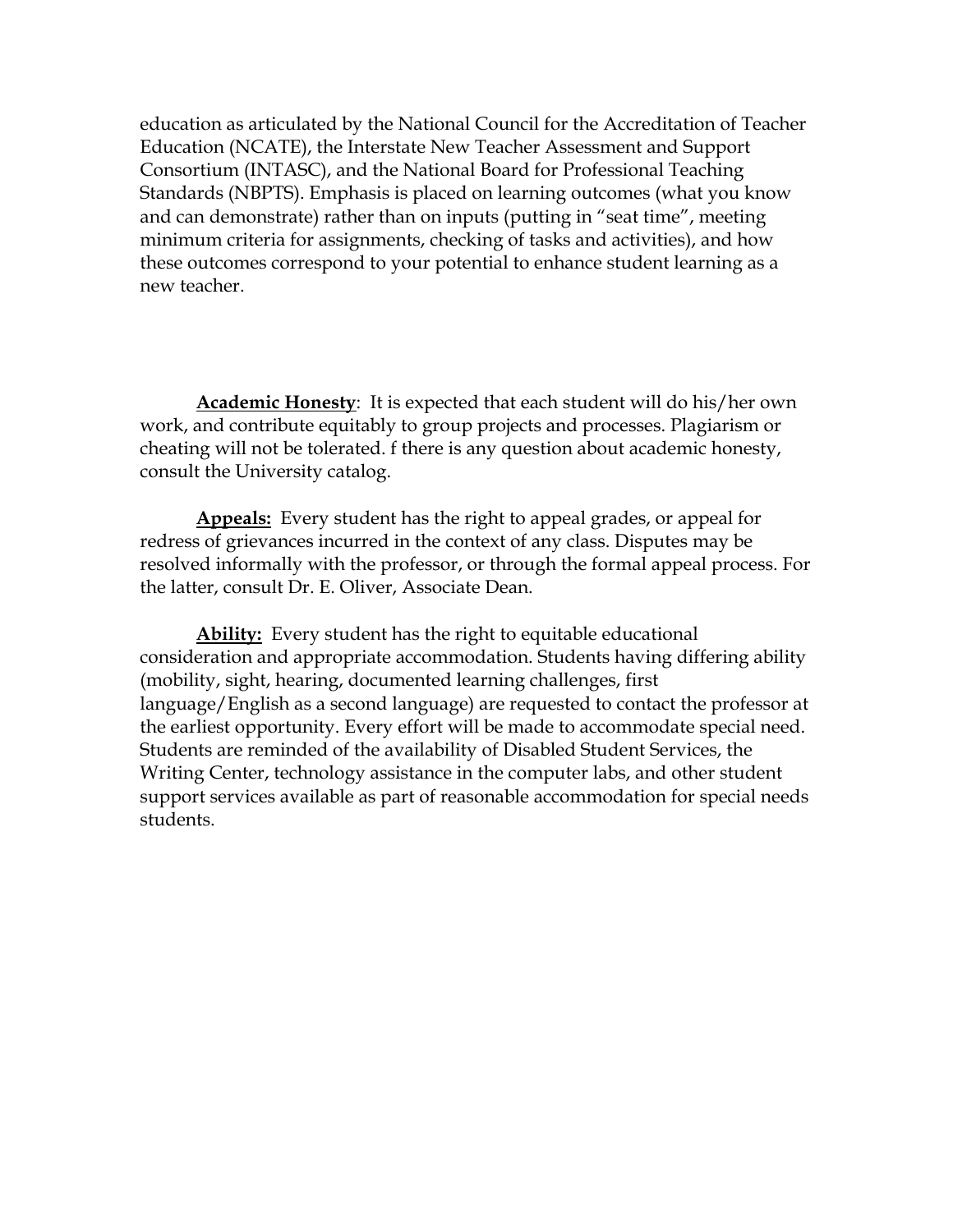education as articulated by the National Council for the Accreditation of Teacher Education (NCATE), the Interstate New Teacher Assessment and Support Consortium (INTASC), and the National Board for Professional Teaching Standards (NBPTS). Emphasis is placed on learning outcomes (what you know and can demonstrate) rather than on inputs (putting in "seat time", meeting minimum criteria for assignments, checking of tasks and activities), and how these outcomes correspond to your potential to enhance student learning as a new teacher.

**Academic Honesty**: It is expected that each student will do his/her own work, and contribute equitably to group projects and processes. Plagiarism or cheating will not be tolerated. f there is any question about academic honesty, consult the University catalog.

**Appeals:** Every student has the right to appeal grades, or appeal for redress of grievances incurred in the context of any class. Disputes may be resolved informally with the professor, or through the formal appeal process. For the latter, consult Dr. E. Oliver, Associate Dean.

**Ability:** Every student has the right to equitable educational consideration and appropriate accommodation. Students having differing ability (mobility, sight, hearing, documented learning challenges, first language/English as a second language) are requested to contact the professor at the earliest opportunity. Every effort will be made to accommodate special need. Students are reminded of the availability of Disabled Student Services, the Writing Center, technology assistance in the computer labs, and other student support services available as part of reasonable accommodation for special needs students.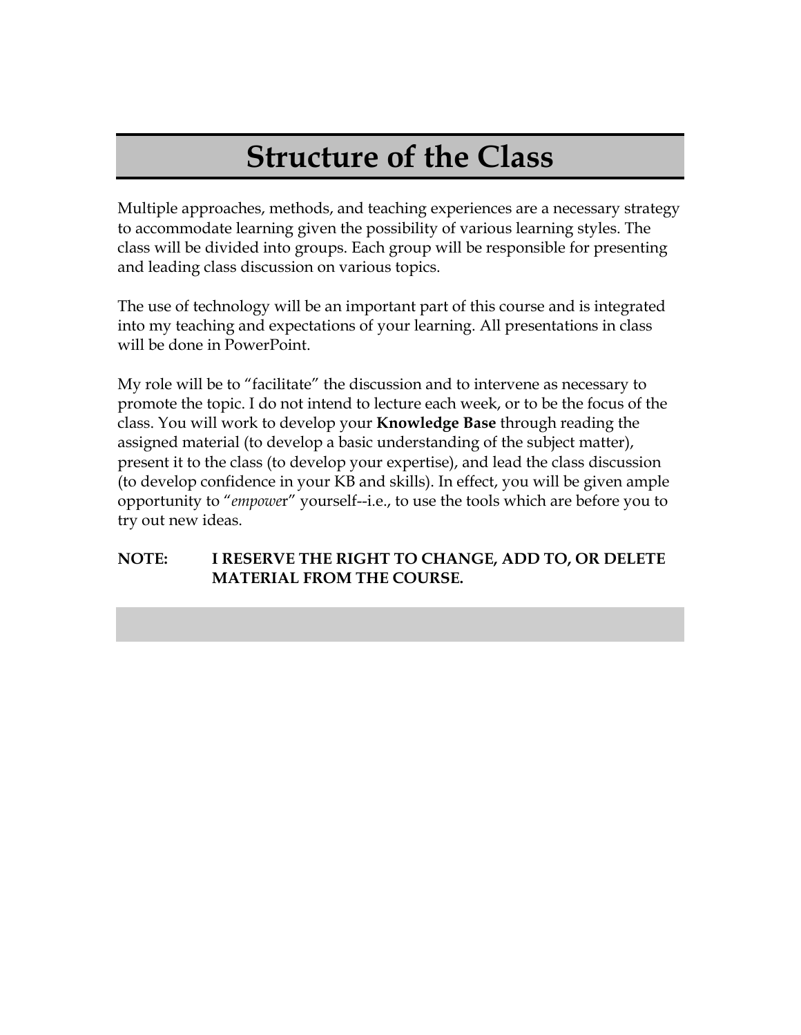# Structure of the Class

Multiple approaches, methods, and teaching experiences are a necessary strategy to accommodate learning given the possibility of various learning styles. The class will be divided into groups. Each group will be responsible for presenting and leading class discussion on various topics.

The use of technology will be an important part of this course and is integrated into my teaching and expectations of your learning. All presentations in class will be done in PowerPoint.

My role will be to "facilitate" the discussion and to intervene as necessary to promote the topic. I do not intend to lecture each week, or to be the focus of the class. You will work to develop your **Knowledge Base** through reading the assigned material (to develop a basic understanding of the subject matter), present it to the class (to develop your expertise), and lead the class discussion (to develop confidence in your KB and skills). In effect, you will be given ample opportunity to "*empowe*r" yourself--i.e., to use the tools which are before you to try out new ideas.

**NOTE: I RESERVE THE RIGHT TO CHANGE, ADD TO, OR DELETE MATERIAL FROM THE COURSE.**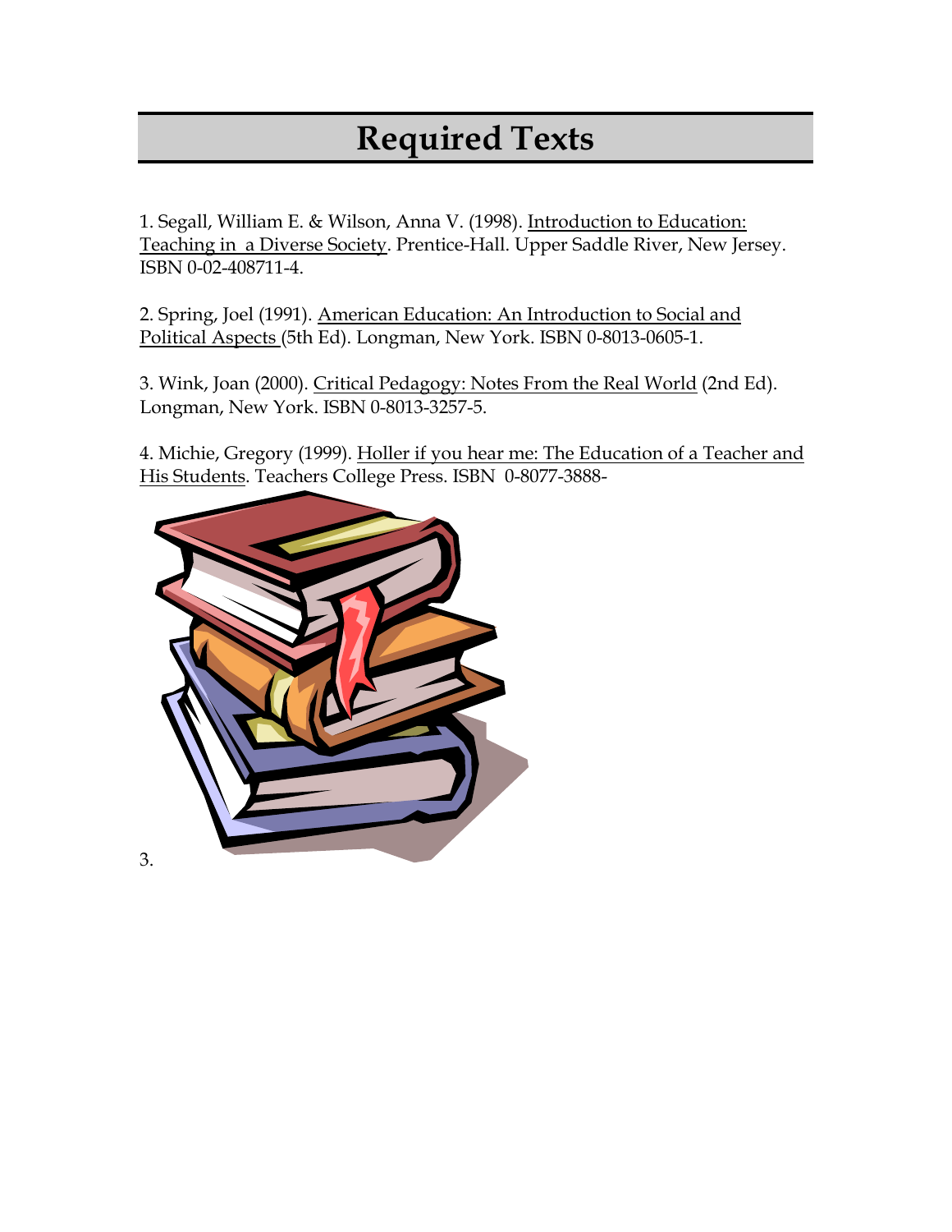# Required Texts

1. Segall, William E. & Wilson, Anna V. (1998). Introduction to Education: Teaching in a Diverse Society. Prentice-Hall. Upper Saddle River, New Jersey. ISBN 0-02-408711-4.

2. Spring, Joel (1991). American Education: An Introduction to Social and Political Aspects (5th Ed). Longman, New York. ISBN 0-8013-0605-1.

3. Wink, Joan (2000). Critical Pedagogy: Notes From the Real World (2nd Ed). Longman, New York. ISBN 0-8013-3257-5.

4. Michie, Gregory (1999). Holler if you hear me: The Education of a Teacher and His Students. Teachers College Press. ISBN 0-8077-3888-

3.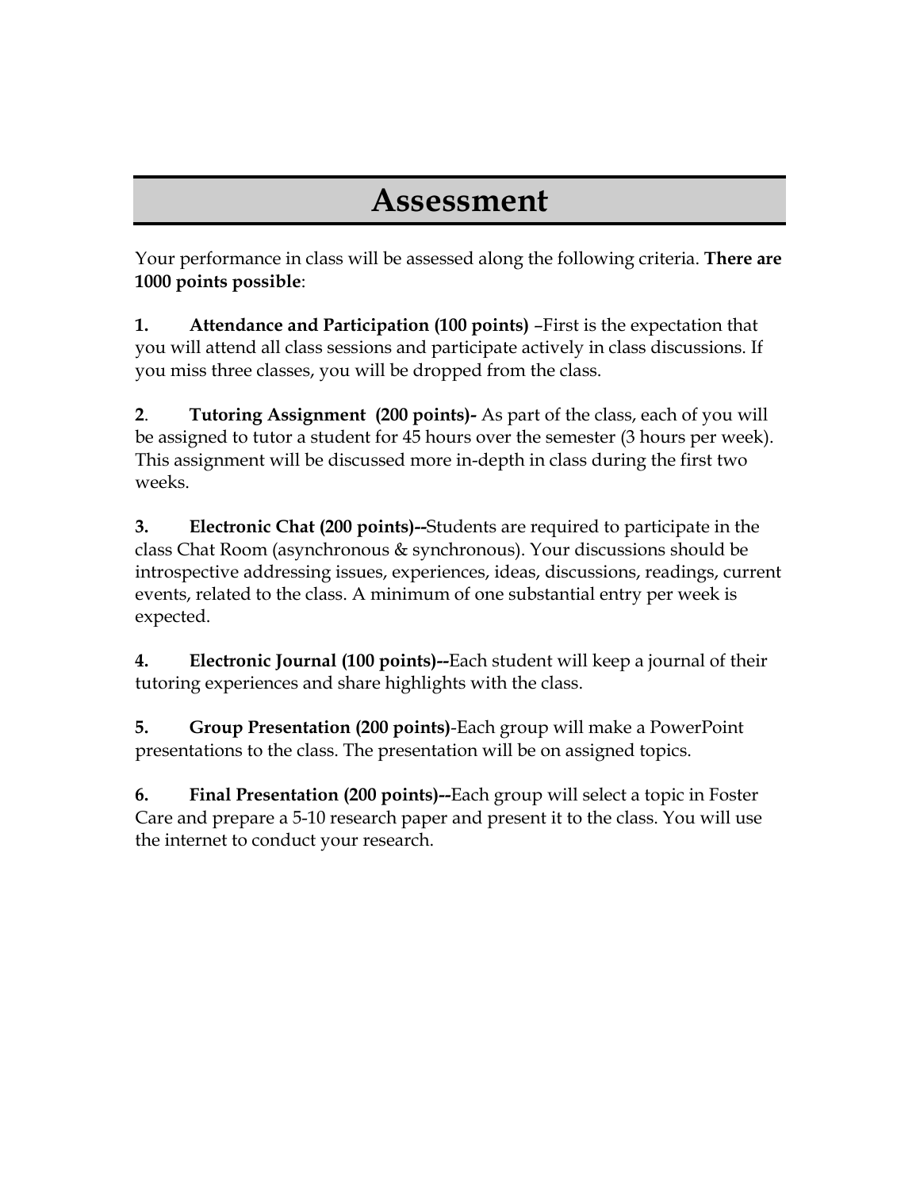# Assessment

Your performance in class will be assessed along the following criteria. **There are 1000 points possible**:

**1. Attendance and Participation (100 points)** –First is the expectation that you will attend all class sessions and participate actively in class discussions. If you miss three classes, you will be dropped from the class.

**2**. **Tutoring Assignment (200 points)-** As part of the class, each of you will be assigned to tutor a student for 45 hours over the semester (3 hours per week). This assignment will be discussed more in-depth in class during the first two weeks.

**3. Electronic Chat (200 points)--**Students are required to participate in the class Chat Room (asynchronous & synchronous). Your discussions should be introspective addressing issues, experiences, ideas, discussions, readings, current events, related to the class. A minimum of one substantial entry per week is expected.

**4. Electronic Journal (100 points)--**Each student will keep a journal of their tutoring experiences and share highlights with the class.

**5. Group Presentation (200 points)**-Each group will make a PowerPoint presentations to the class. The presentation will be on assigned topics.

**6. Final Presentation (200 points)--**Each group will select a topic in Foster Care and prepare a 5-10 research paper and present it to the class. You will use the internet to conduct your research.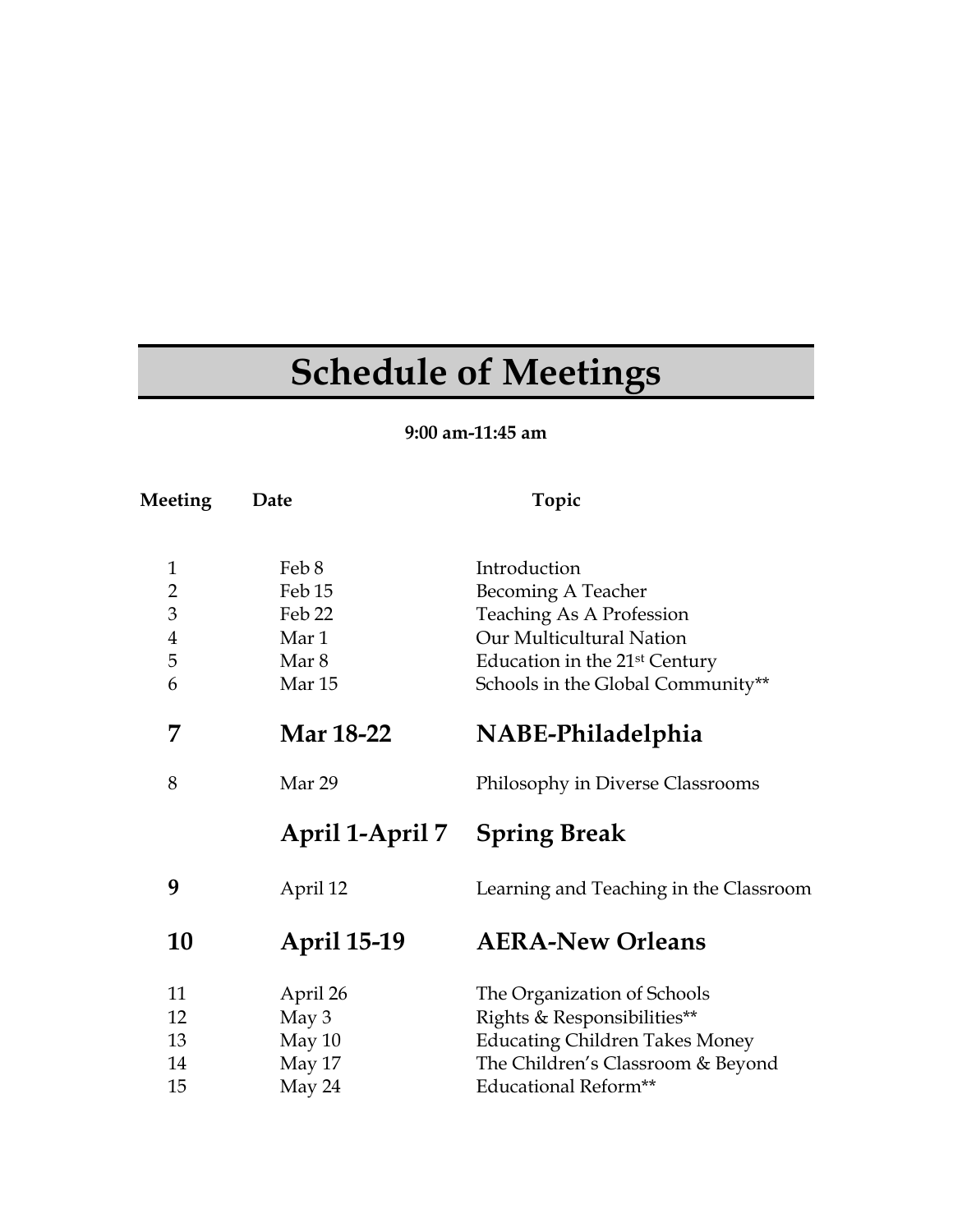# Schedule of Meetings

**9:00 am-11:45 am**

| Meeting | Date | Topic |
| --- | --- | --- |
| 1 | Feb 8 | Introduction |
| 2 | Feb 15 | Becoming A Teacher |
| 3 | Feb 22 | Teaching As A Profession |
| 4 | Mar 1 | Our Multicultural Nation |
| 5 | Mar 8 | Education in the 21st Century |
| 6 | Mar 15 | Schools in the Global Community** |
| **7** | **Mar 18-22** | **NABE-Philadelphia** |
| 8 | Mar 29 | Philosophy in Diverse Classrooms |
| | **April 1-April 7** | **Spring Break** |
| **9** | April 12 | Learning and Teaching in the Classroom |
| **10** | **April 15-19** | **AERA-New Orleans** |
| 11 | April 26 | The Organization of Schools |
| 12 | May 3 | Rights & Responsibilities** |
| 13 | May 10 | Educating Children Takes Money |
| 14 | May 17 | The Children's Classroom & Beyond |
| 15 | May 24 | Educational Reform** |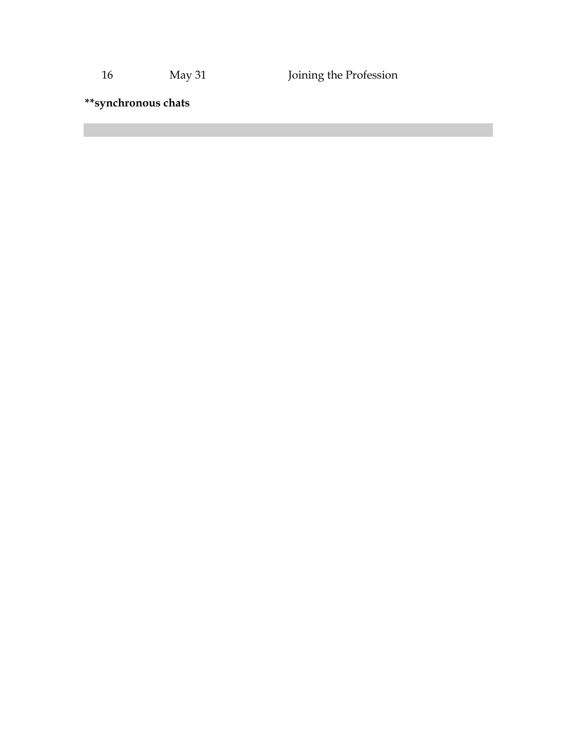| 16 | May 31 | Joining the Profession |
|---|---|---|

**\*\*synchronous chats**

| 16 | May 31 | Joining the Profession |
|---|---|---|

****synchronous chats**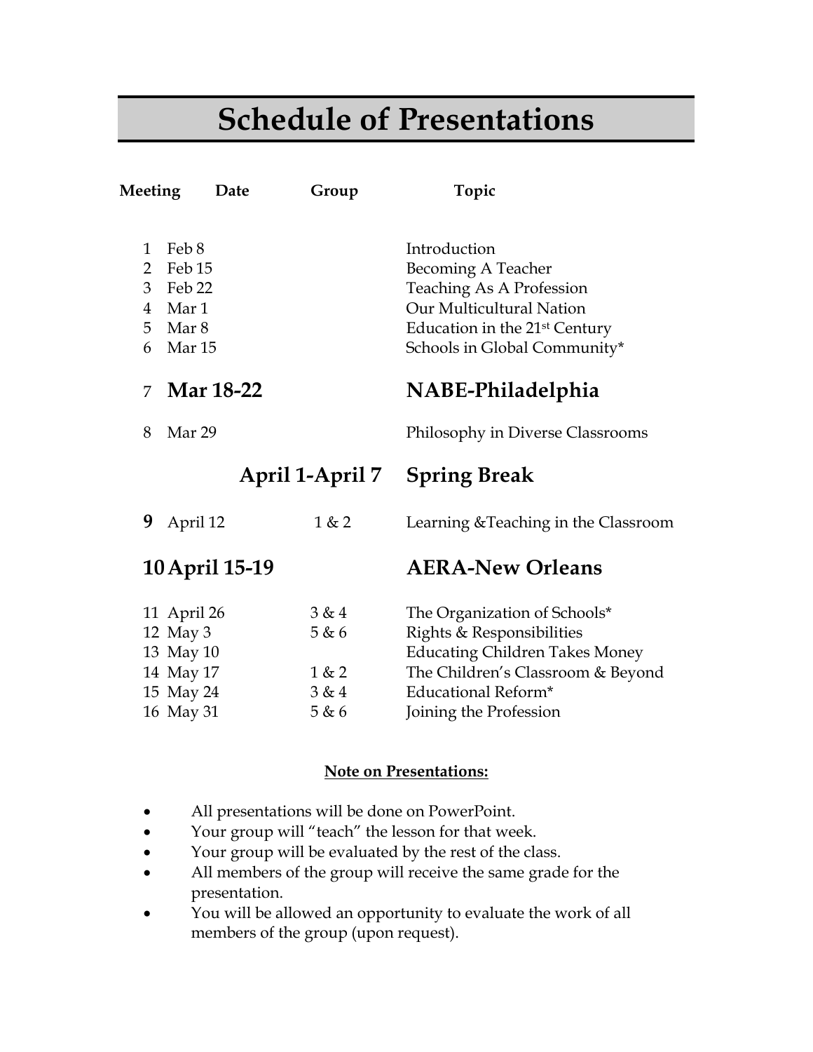# Schedule of Presentations

| Meeting | Date | Group | Topic |
|---|---|---|---|
| 1 | Feb 8 | | Introduction |
| 2 | Feb 15 | | Becoming A Teacher |
| 3 | Feb 22 | | Teaching As A Profession |
| 4 | Mar 1 | | Our Multicultural Nation |
| 5 | Mar 8 | | Education in the 21st Century |
| 6 | Mar 15 | | Schools in Global Community* |
| 7 | **Mar 18-22** | | **NABE-Philadelphia** |
| 8 | Mar 29 | | Philosophy in Diverse Classrooms |
| | | **April 1-April 7** | **Spring Break** |
| **9** | April 12 | 1 & 2 | Learning &Teaching in the Classroom |
| **10** | **April 15-19** | | **AERA-New Orleans** |
| 11 | April 26 | 3 & 4 | The Organization of Schools* |
| 12 | May 3 | 5 & 6 | Rights & Responsibilities |
| 13 | May 10 | | Educating Children Takes Money |
| 14 | May 17 | 1 & 2 | The Children's Classroom & Beyond |
| 15 | May 24 | 3 & 4 | Educational Reform* |
| 16 | May 31 | 5 & 6 | Joining the Profession |

**Note on Presentations:**

- All presentations will be done on PowerPoint.
- Your group will "teach" the lesson for that week.
- Your group will be evaluated by the rest of the class.
- All members of the group will receive the same grade for the presentation.
- You will be allowed an opportunity to evaluate the work of all members of the group (upon request).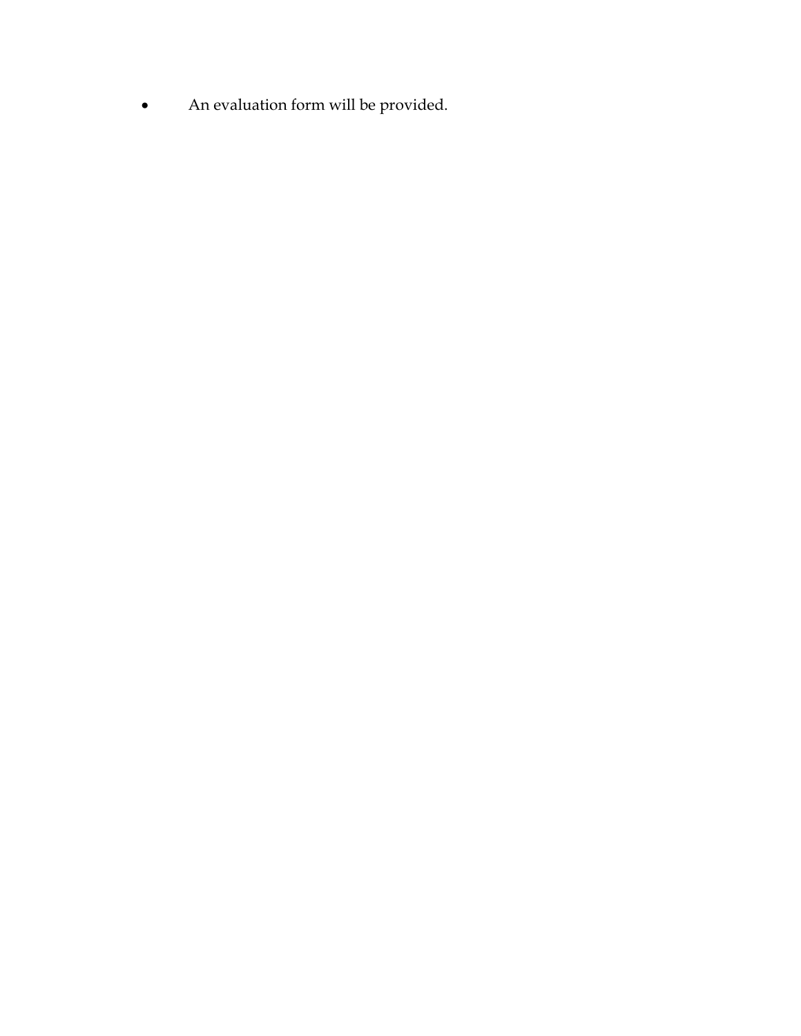- An evaluation form will be provided.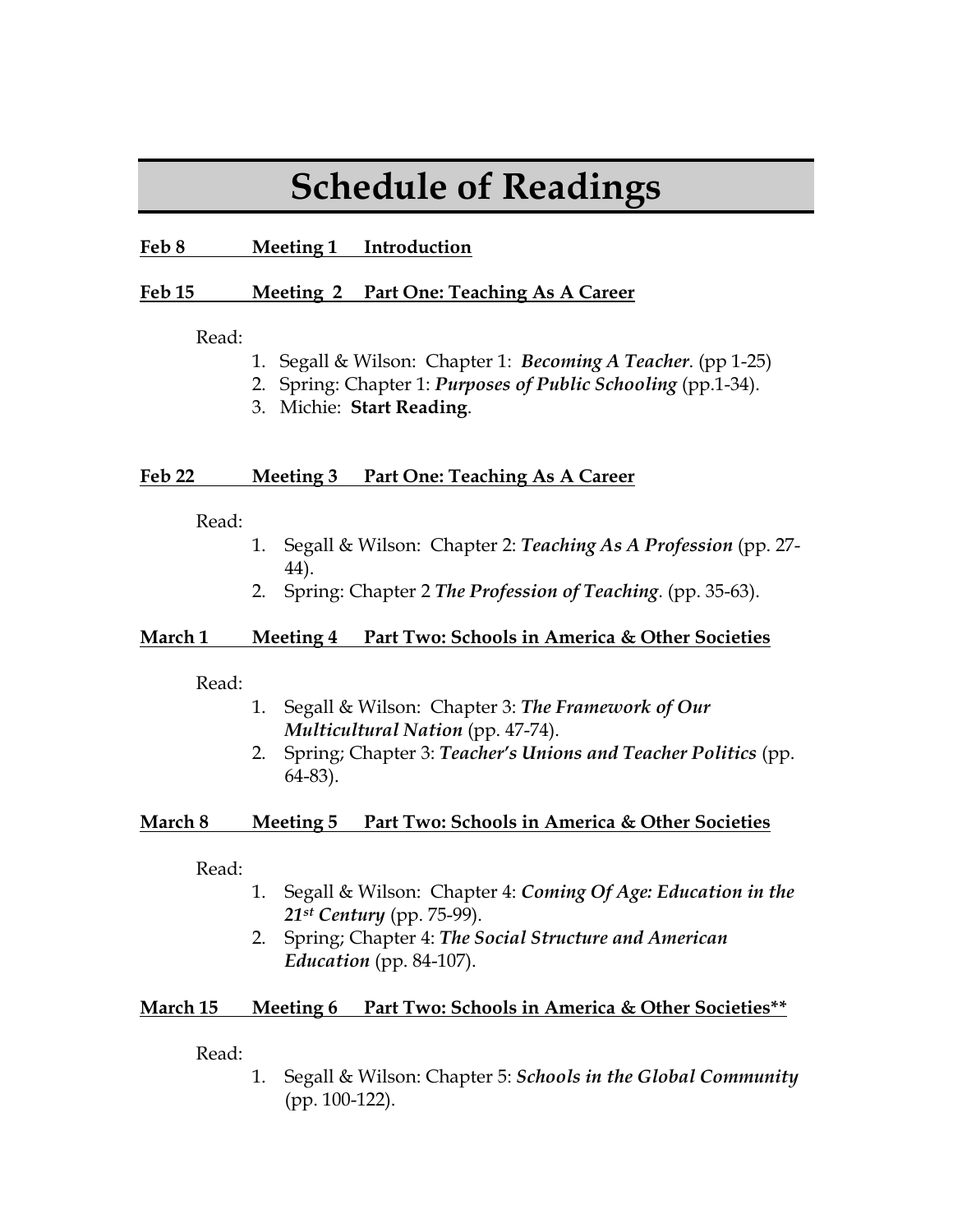# Schedule of Readings

**Feb 8 Meeting 1 Introduction**

**Feb 15 Meeting 2 Part One: Teaching As A Career**

Read:

1. Segall & Wilson: Chapter 1: ***Becoming A Teacher***. (pp 1-25)
2. Spring: Chapter 1: ***Purposes of Public Schooling*** (pp.1-34).
3. Michie: **Start Reading**.

**Feb 22 Meeting 3 Part One: Teaching As A Career**

Read:

1. Segall & Wilson: Chapter 2: ***Teaching As A Profession*** (pp. 27-44).
2. Spring: Chapter 2 ***The Profession of Teaching***. (pp. 35-63).

**March 1 Meeting 4 Part Two: Schools in America & Other Societies**

Read:

1. Segall & Wilson: Chapter 3: ***The Framework of Our Multicultural Nation*** (pp. 47-74).
2. Spring; Chapter 3: ***Teacher's Unions and Teacher Politics*** (pp. 64-83).

**March 8 Meeting 5 Part Two: Schools in America & Other Societies**

Read:

1. Segall & Wilson: Chapter 4: ***Coming Of Age: Education in the 21st Century*** (pp. 75-99).
2. Spring; Chapter 4: ***The Social Structure and American Education*** (pp. 84-107).

**March 15 Meeting 6 Part Two: Schools in America & Other Societies\*\***

Read:

1. Segall & Wilson: Chapter 5: ***Schools in the Global Community*** (pp. 100-122).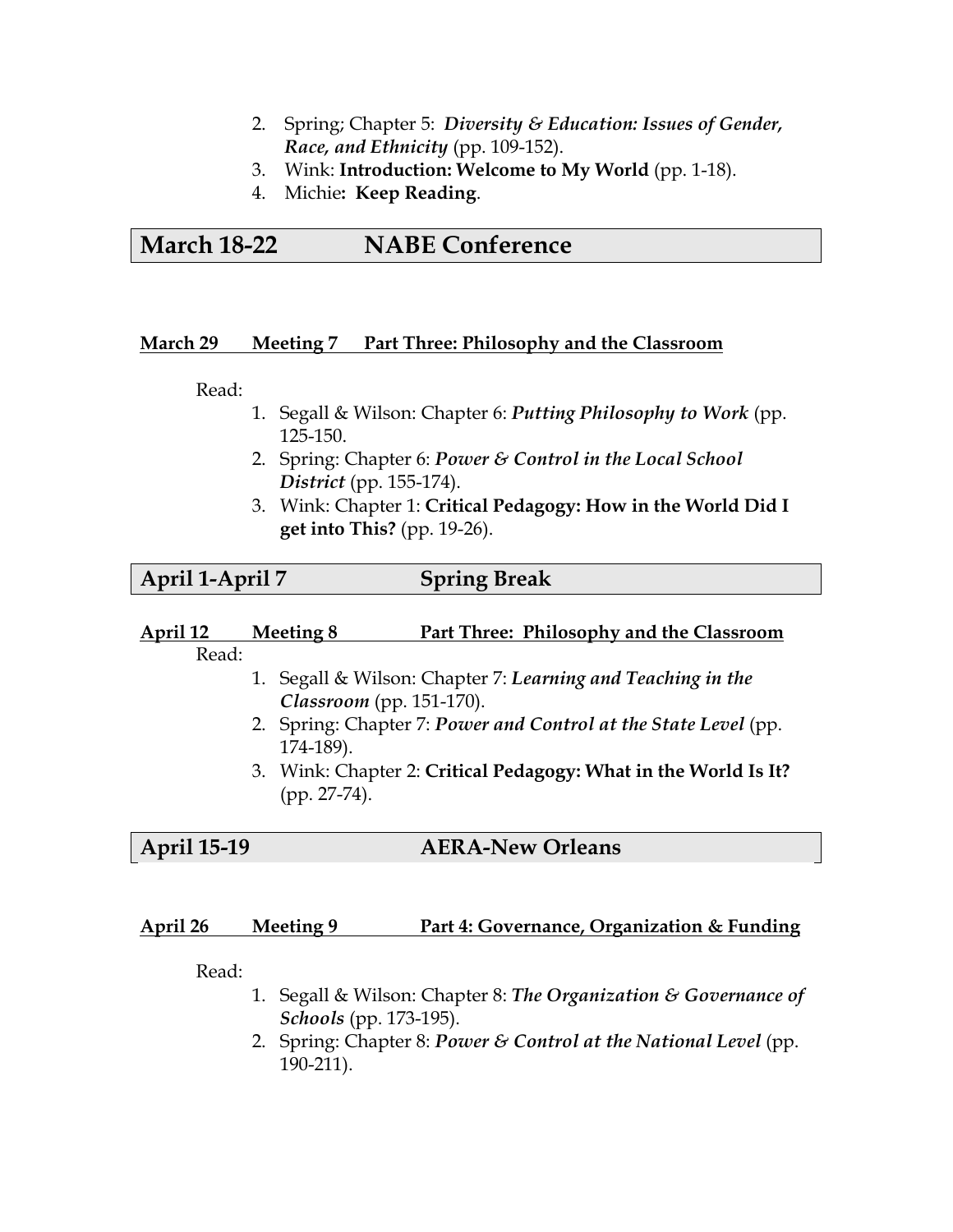2. Spring; Chapter 5: ***Diversity & Education: Issues of Gender, Race, and Ethnicity*** (pp. 109-152).
3. Wink: **Introduction: Welcome to My World** (pp. 1-18).
4. Michie**: Keep Reading**.

## March 18-22 NABE Conference

**March 29 Meeting 7 Part Three: Philosophy and the Classroom**

Read:

1. Segall & Wilson: Chapter 6: ***Putting Philosophy to Work*** (pp. 125-150.
2. Spring: Chapter 6: ***Power & Control in the Local School District*** (pp. 155-174).
3. Wink: Chapter 1: **Critical Pedagogy: How in the World Did I get into This?** (pp. 19-26).

## April 1-April 7 Spring Break

**April 12 Meeting 8 Part Three: Philosophy and the Classroom**

Read:

1. Segall & Wilson: Chapter 7: ***Learning and Teaching in the Classroom*** (pp. 151-170).
2. Spring: Chapter 7: ***Power and Control at the State Level*** (pp. 174-189).
3. Wink: Chapter 2: **Critical Pedagogy: What in the World Is It?** (pp. 27-74).

## April 15-19 AERA-New Orleans

**April 26 Meeting 9 Part 4: Governance, Organization & Funding**

Read:

1. Segall & Wilson: Chapter 8: ***The Organization & Governance of Schools*** (pp. 173-195).
2. Spring: Chapter 8: ***Power & Control at the National Level*** (pp. 190-211).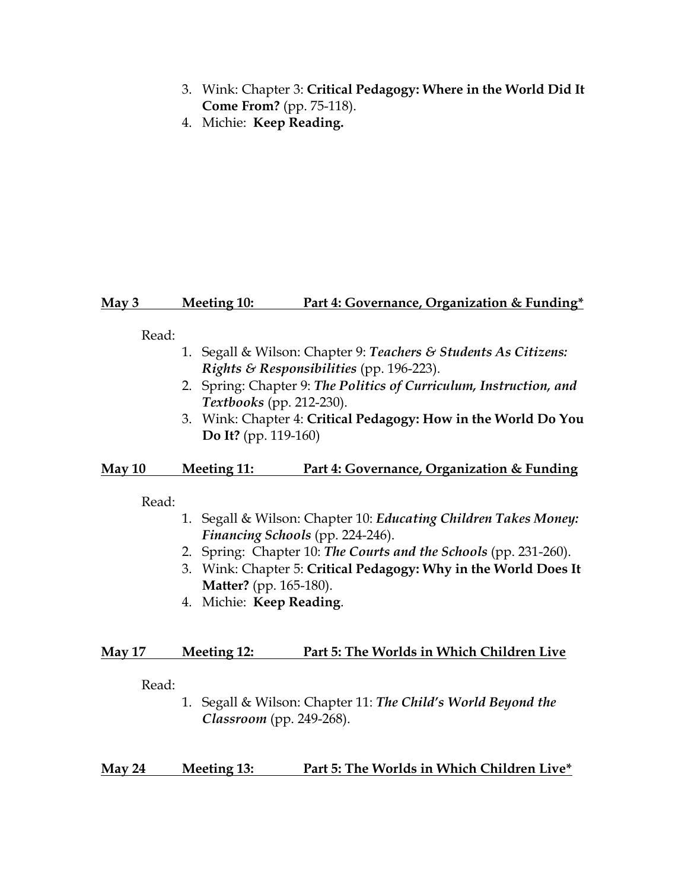3. Wink: Chapter 3: **Critical Pedagogy: Where in the World Did It Come From?** (pp. 75-118).
4. Michie: **Keep Reading.**

**<u>May 3 Meeting 10: Part 4: Governance, Organization & Funding*</u>**

Read:

1. Segall & Wilson: Chapter 9: ***Teachers & Students As Citizens: Rights & Responsibilities*** (pp. 196-223).
2. Spring: Chapter 9: ***The Politics of Curriculum, Instruction, and Textbooks*** (pp. 212-230).
3. Wink: Chapter 4: **Critical Pedagogy: How in the World Do You Do It?** (pp. 119-160)

**<u>May 10 Meeting 11: Part 4: Governance, Organization & Funding</u>**

Read:

1. Segall & Wilson: Chapter 10: ***Educating Children Takes Money: Financing Schools*** (pp. 224-246).
2. Spring: Chapter 10: ***The Courts and the Schools*** (pp. 231-260).
3. Wink: Chapter 5: **Critical Pedagogy: Why in the World Does It Matter?** (pp. 165-180).
4. Michie: **Keep Reading**.

**<u>May 17 Meeting 12: Part 5: The Worlds in Which Children Live</u>**

Read:

1. Segall & Wilson: Chapter 11: ***The Child's World Beyond the Classroom*** (pp. 249-268).

**<u>May 24 Meeting 13: Part 5: The Worlds in Which Children Live*</u>**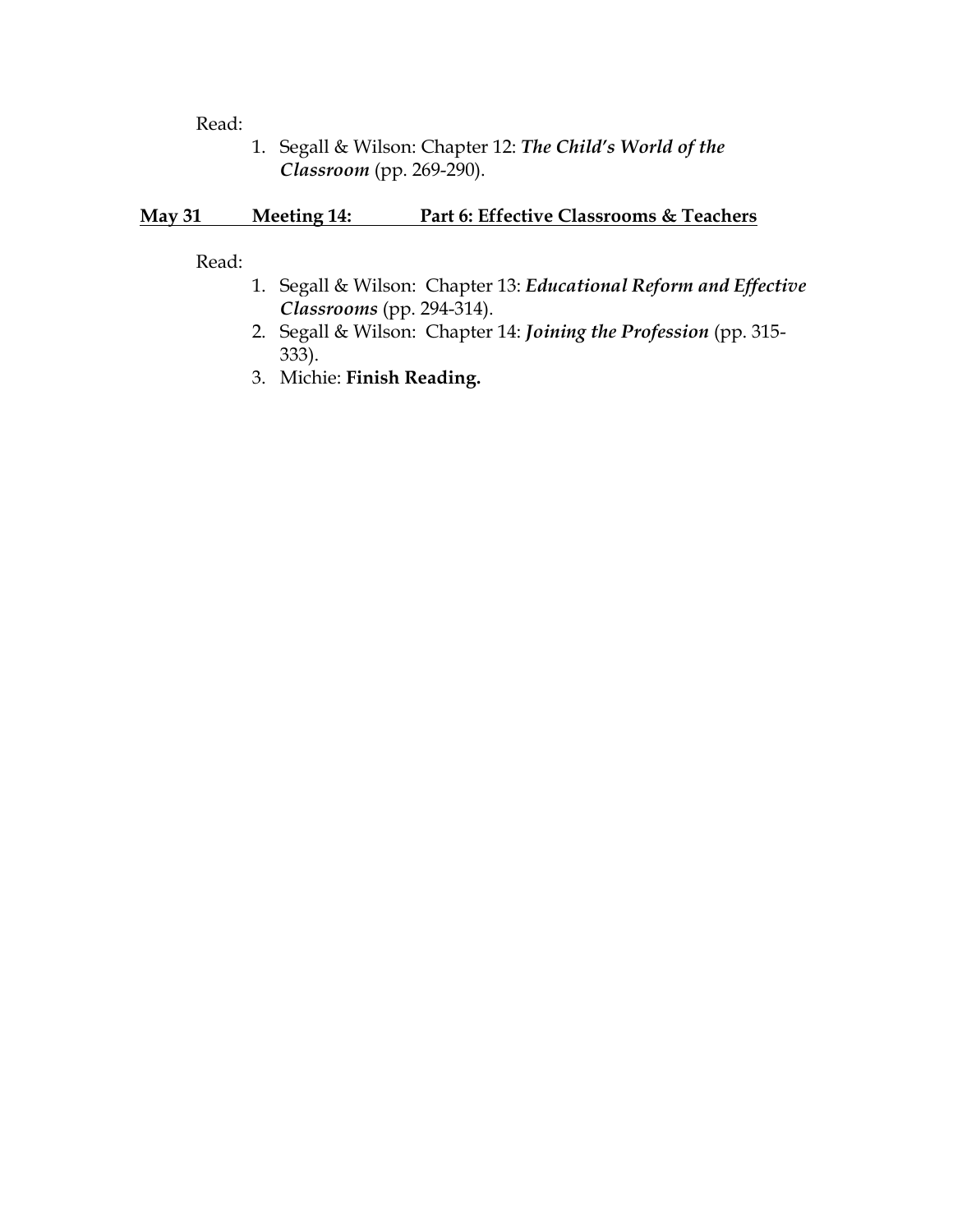Read:

1. Segall & Wilson: Chapter 12: ***The Child's World of the Classroom*** (pp. 269-290).

**<u>May 31 Meeting 14: Part 6: Effective Classrooms & Teachers</u>**

Read:

1. Segall & Wilson: Chapter 13: ***Educational Reform and Effective Classrooms*** (pp. 294-314).
2. Segall & Wilson: Chapter 14: ***Joining the Profession*** (pp. 315-333).
3. Michie: **Finish Reading.**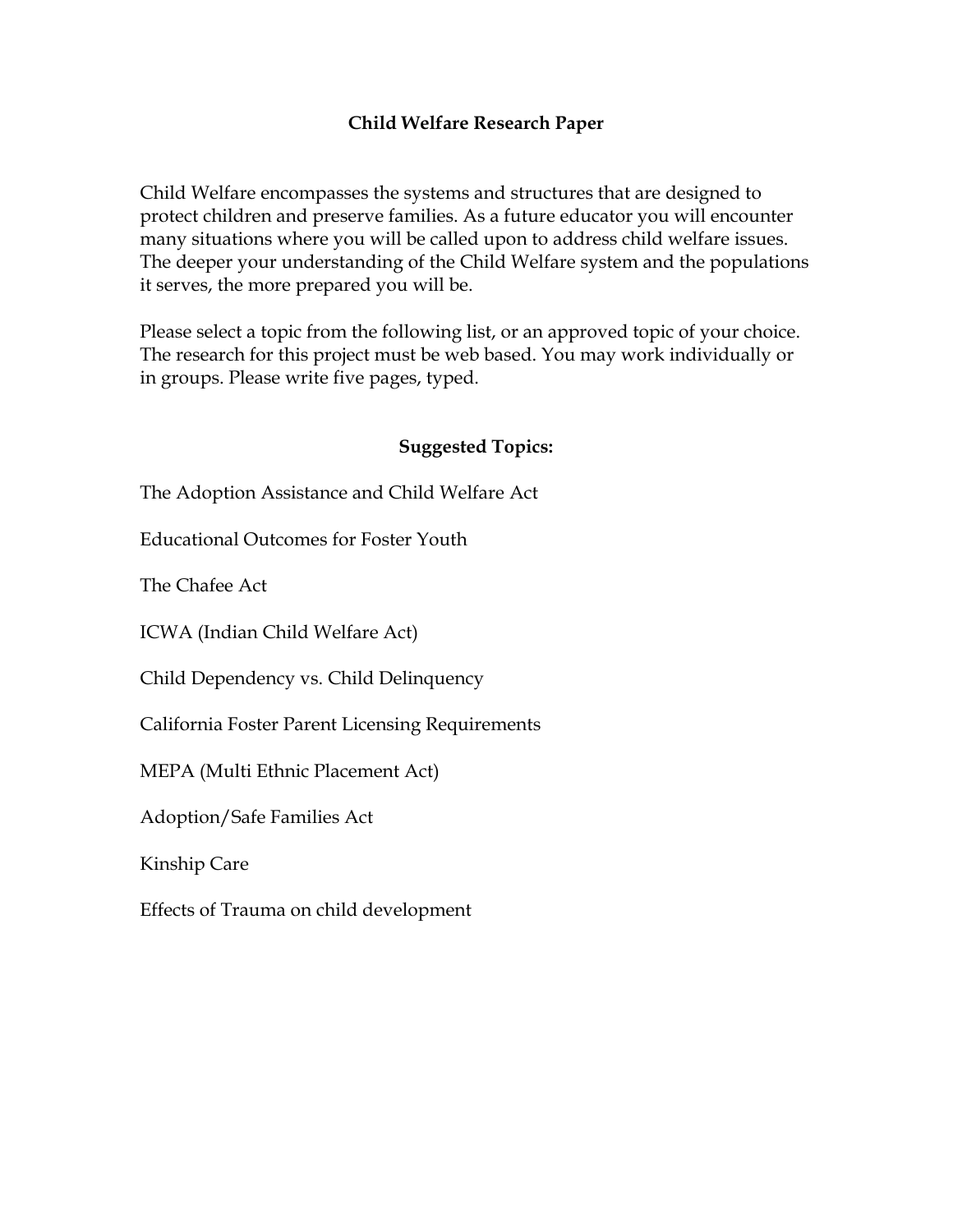# Child Welfare Research Paper

Child Welfare encompasses the systems and structures that are designed to protect children and preserve families. As a future educator you will encounter many situations where you will be called upon to address child welfare issues. The deeper your understanding of the Child Welfare system and the populations it serves, the more prepared you will be.

Please select a topic from the following list, or an approved topic of your choice. The research for this project must be web based. You may work individually or in groups. Please write five pages, typed.

## Suggested Topics:

The Adoption Assistance and Child Welfare Act

Educational Outcomes for Foster Youth

The Chafee Act

ICWA (Indian Child Welfare Act)

Child Dependency vs. Child Delinquency

California Foster Parent Licensing Requirements

MEPA (Multi Ethnic Placement Act)

Adoption/Safe Families Act

Kinship Care

Effects of Trauma on child development